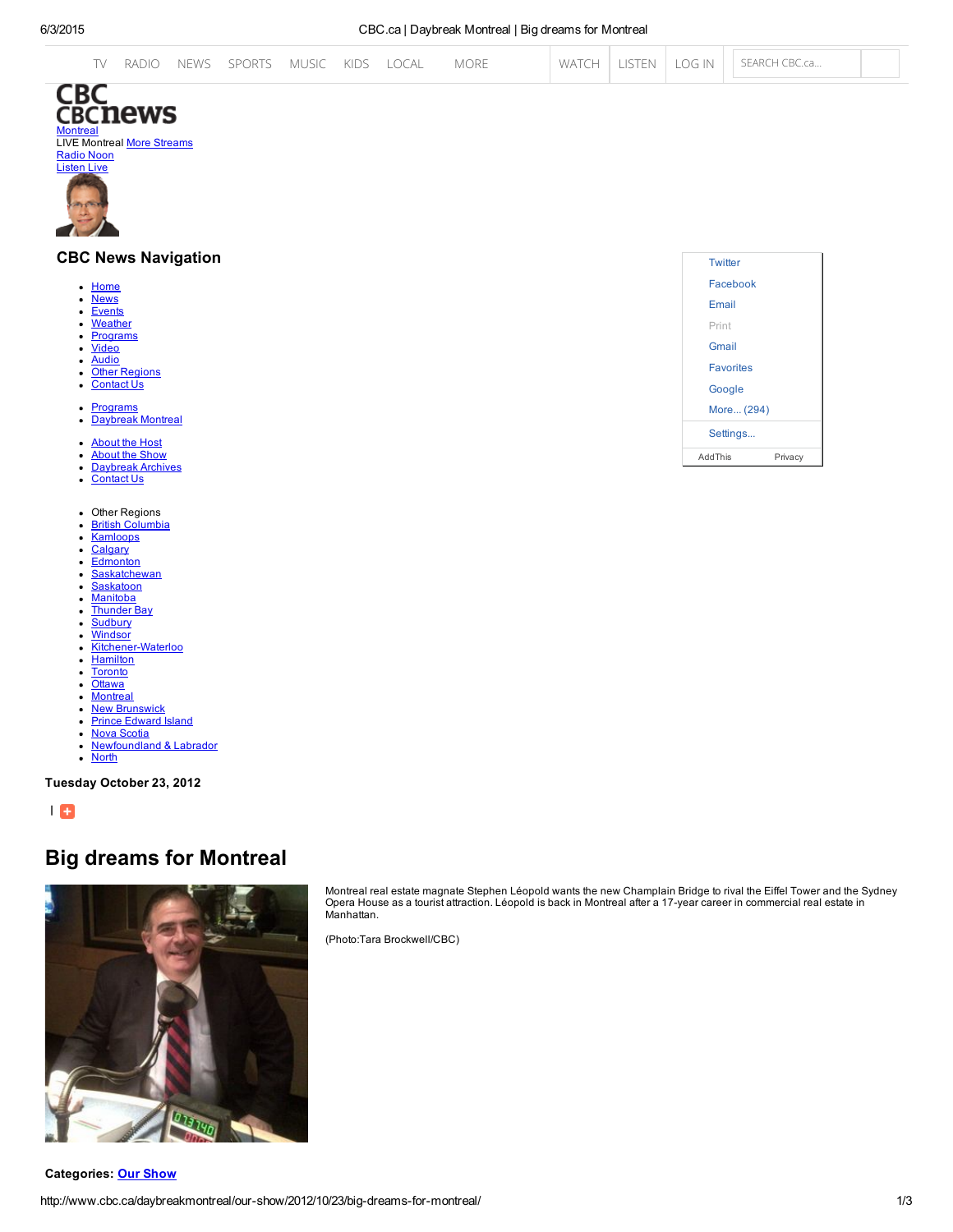TV RADIO NEWS SPORTS MUSIC KIDS LOCAL MORE WATCH LISTEN LOG IN SEARCH CBC.ca...

CBC CBCnews
Montreal
LIVE Montreal More Streams
Radio Noon
Listen Live

## CBC News Navigation

- Home
- News
- Events
- Weather
- Programs
- Video
- Audio
- Other Regions
- Contact Us

- Programs
- Daybreak Montreal

- About the Host
- About the Show
- Daybreak Archives
- Contact Us

- Other Regions
- British Columbia
- Kamloops
- Calgary
- Edmonton
- Saskatchewan
- Saskatoon
- Manitoba
- Thunder Bay
- Sudbury
- Windsor
- Kitchener-Waterloo
- Hamilton
- Toronto
- Ottawa
- Montreal
- New Brunswick
- Prince Edward Island
- Nova Scotia
- Newfoundland & Labrador
- North

Twitter
Facebook
Email
Print
Gmail
Favorites
Google
More... (294)
Settings...
AddThis Privacy

**Tuesday October 23, 2012**

# Big dreams for Montreal

Montreal real estate magnate Stephen Léopold wants the new Champlain Bridge to rival the Eiffel Tower and the Sydney Opera House as a tourist attraction. Léopold is back in Montreal after a 17-year career in commercial real estate in Manhattan.

(Photo:Tara Brockwell/CBC)

**Categories:** Our Show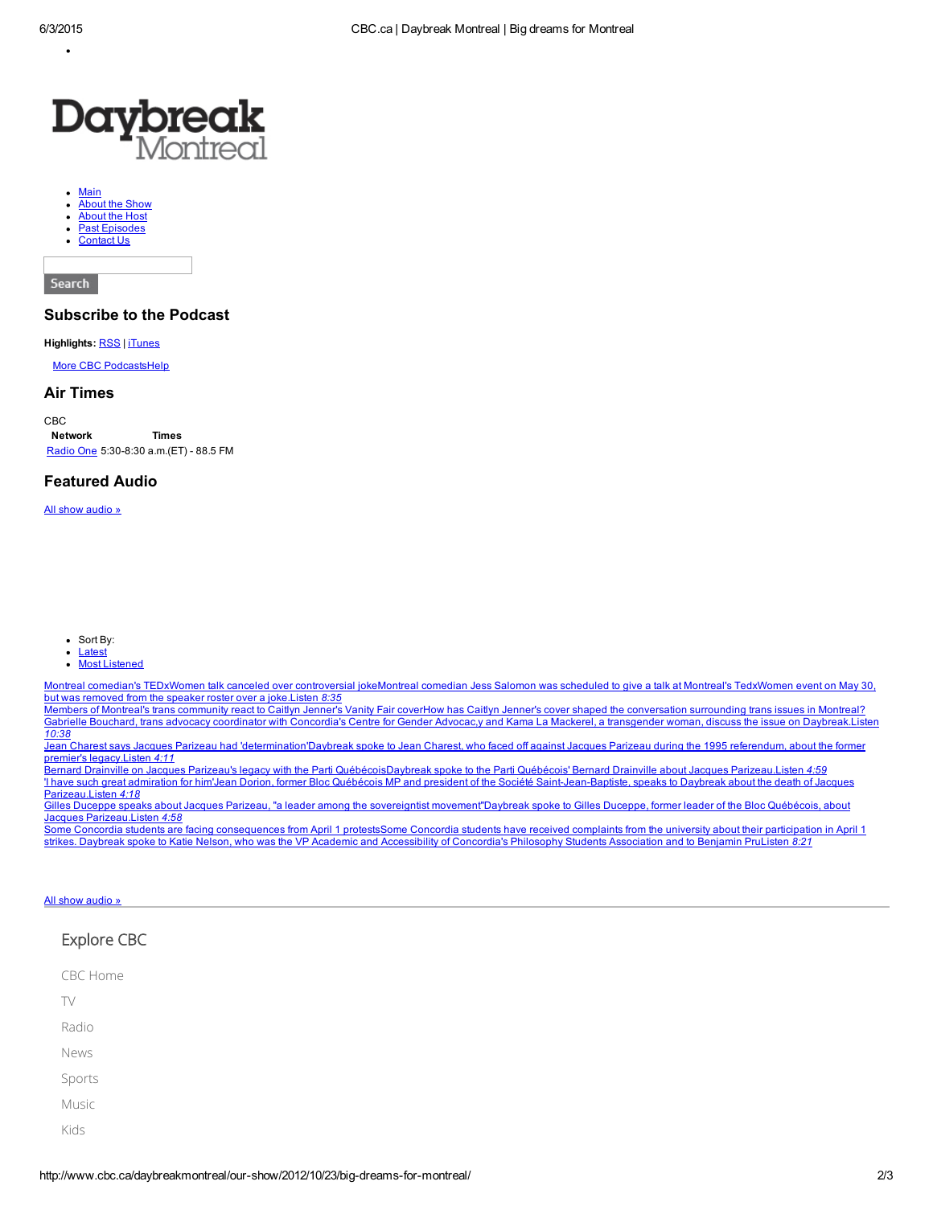- 

# Daybreak Montreal

- Main
- About the Show
- About the Host
- Past Episodes
- Contact Us

Search

## Subscribe to the Podcast

**Highlights:** RSS | iTunes

More CBC PodcastsHelp

## Air Times

CBC

| Network | Times |
|---|---|
| Radio One | 5:30-8:30 a.m.(ET) - 88.5 FM |

## Featured Audio

All show audio »

- Sort By:
- Latest
- Most Listened

Montreal comedian's TEDxWomen talk canceled over controversial jokeMontreal comedian Jess Salomon was scheduled to give a talk at Montreal's TedxWomen event on May 30, but was removed from the speaker roster over a joke.Listen *8:35*
Members of Montreal's trans community react to Caitlyn Jenner's Vanity Fair coverHow has Caitlyn Jenner's cover shaped the conversation surrounding trans issues in Montreal? Gabrielle Bouchard, trans advocacy coordinator with Concordia's Centre for Gender Advocac,y and Kama La Mackerel, a transgender woman, discuss the issue on Daybreak.Listen *10:38*
Jean Charest says Jacques Parizeau had 'determination'Daybreak spoke to Jean Charest, who faced off against Jacques Parizeau during the 1995 referendum, about the former premier's legacy.Listen *4:11*
Bernard Drainville on Jacques Parizeau's legacy with the Parti QuébécoisDaybreak spoke to the Parti Québécois' Bernard Drainville about Jacques Parizeau.Listen *4:59*
'I have such great admiration for him'Jean Dorion, former Bloc Québécois MP and president of the Société Saint-Jean-Baptiste, speaks to Daybreak about the death of Jacques Parizeau.Listen *4:18*
Gilles Duceppe speaks about Jacques Parizeau, "a leader among the sovereigntist movement"Daybreak spoke to Gilles Duceppe, former leader of the Bloc Québécois, about Jacques Parizeau.Listen *4:58*
Some Concordia students are facing consequences from April 1 protestsSome Concordia students have received complaints from the university about their participation in April 1 strikes. Daybreak spoke to Katie Nelson, who was the VP Academic and Accessibility of Concordia's Philosophy Students Association and to Benjamin PruListen *8:21*

All show audio »

## Explore CBC

CBC Home

TV

Radio

News

Sports

Music

Kids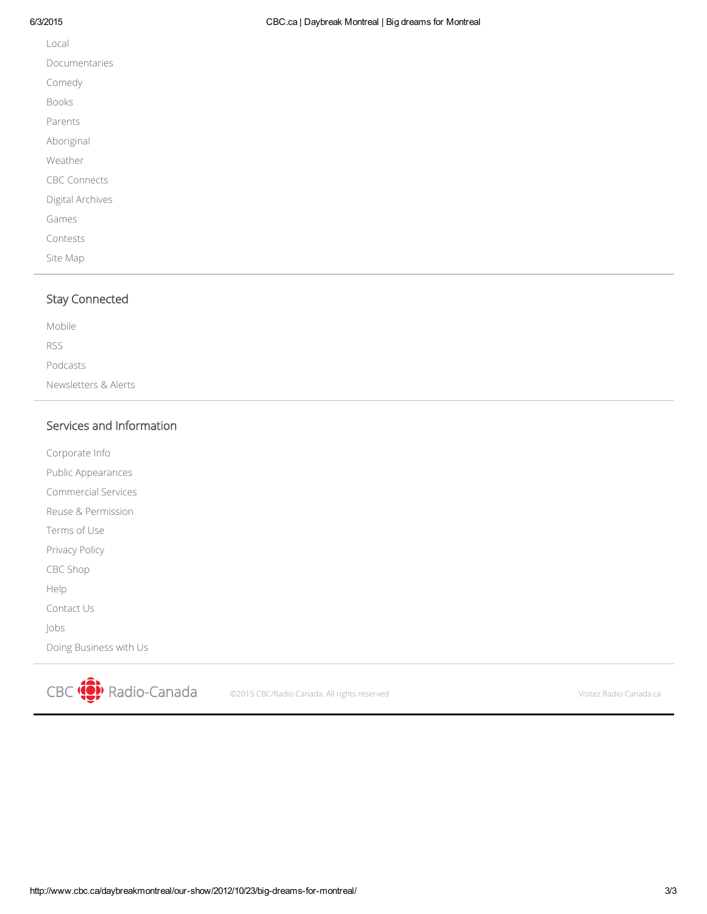Local

Documentaries

Comedy

Books

Parents

Aboriginal

Weather

CBC Connects

Digital Archives

Games

Contests

Site Map

## Stay Connected

Mobile

RSS

Podcasts

Newsletters & Alerts

## Services and Information

Corporate Info

Public Appearances

Commercial Services

Reuse & Permission

Terms of Use

Privacy Policy

CBC Shop

Help

Contact Us

Jobs

Doing Business with Us

CBC Radio-Canada ©2015 CBC/Radio-Canada. All rights reserved Visitez Radio-Canada.ca